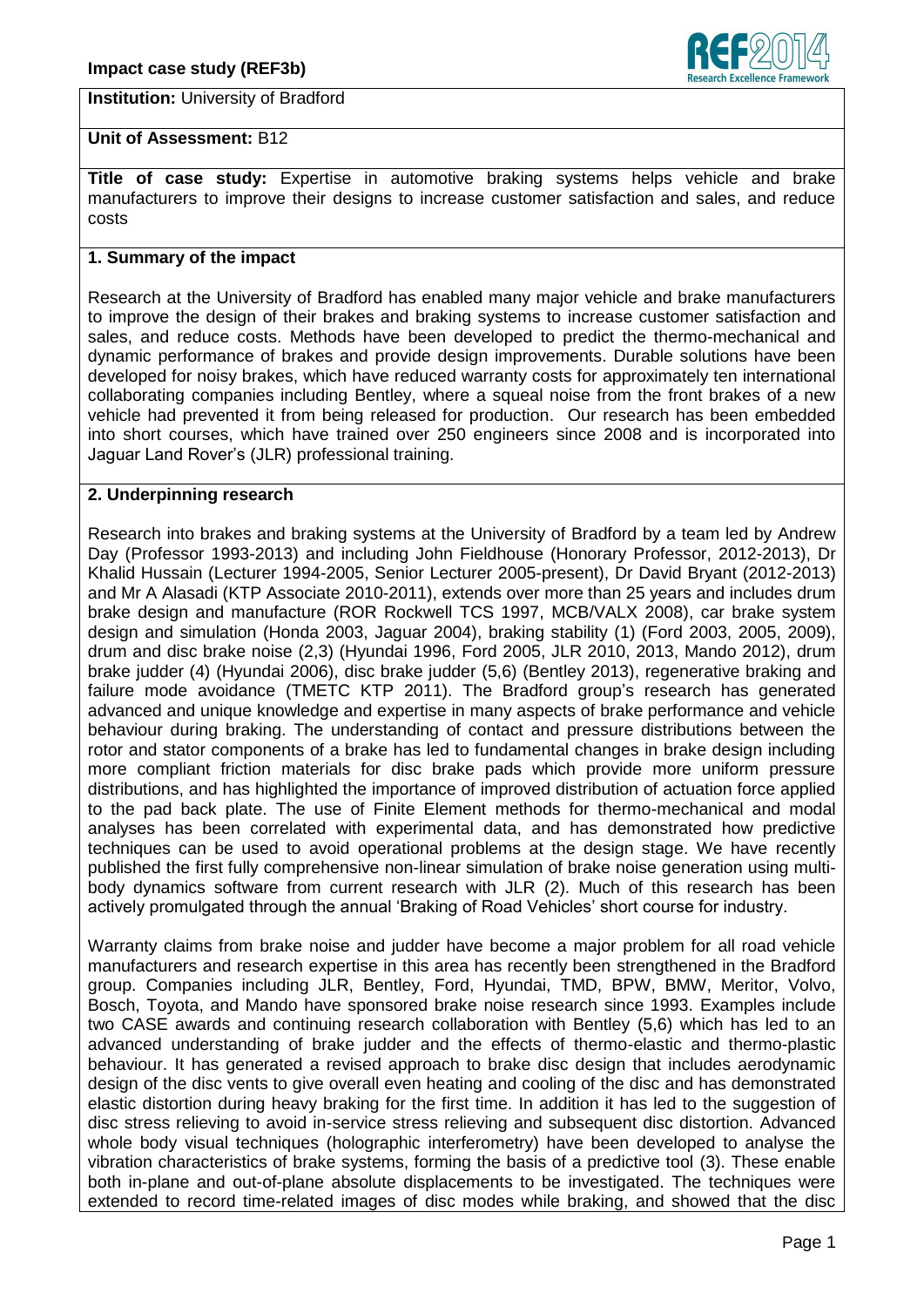**Institution:** University of Bradford

**Unit of Assessment:** B12

**Title of case study:** Expertise in automotive braking systems helps vehicle and brake manufacturers to improve their designs to increase customer satisfaction and sales, and reduce costs

## 1. Summary of the impact

Research at the University of Bradford has enabled many major vehicle and brake manufacturers to improve the design of their brakes and braking systems to increase customer satisfaction and sales, and reduce costs. Methods have been developed to predict the thermo-mechanical and dynamic performance of brakes and provide design improvements. Durable solutions have been developed for noisy brakes, which have reduced warranty costs for approximately ten international collaborating companies including Bentley, where a squeal noise from the front brakes of a new vehicle had prevented it from being released for production. Our research has been embedded into short courses, which have trained over 250 engineers since 2008 and is incorporated into Jaguar Land Rover's (JLR) professional training.

## 2. Underpinning research

Research into brakes and braking systems at the University of Bradford by a team led by Andrew Day (Professor 1993-2013) and including John Fieldhouse (Honorary Professor, 2012-2013), Dr Khalid Hussain (Lecturer 1994-2005, Senior Lecturer 2005-present), Dr David Bryant (2012-2013) and Mr A Alasadi (KTP Associate 2010-2011), extends over more than 25 years and includes drum brake design and manufacture (ROR Rockwell TCS 1997, MCB/VALX 2008), car brake system design and simulation (Honda 2003, Jaguar 2004), braking stability (1) (Ford 2003, 2005, 2009), drum and disc brake noise (2,3) (Hyundai 1996, Ford 2005, JLR 2010, 2013, Mando 2012), drum brake judder (4) (Hyundai 2006), disc brake judder (5,6) (Bentley 2013), regenerative braking and failure mode avoidance (TMETC KTP 2011). The Bradford group's research has generated advanced and unique knowledge and expertise in many aspects of brake performance and vehicle behaviour during braking. The understanding of contact and pressure distributions between the rotor and stator components of a brake has led to fundamental changes in brake design including more compliant friction materials for disc brake pads which provide more uniform pressure distributions, and has highlighted the importance of improved distribution of actuation force applied to the pad back plate. The use of Finite Element methods for thermo-mechanical and modal analyses has been correlated with experimental data, and has demonstrated how predictive techniques can be used to avoid operational problems at the design stage. We have recently published the first fully comprehensive non-linear simulation of brake noise generation using multi-body dynamics software from current research with JLR (2). Much of this research has been actively promulgated through the annual 'Braking of Road Vehicles' short course for industry.

Warranty claims from brake noise and judder have become a major problem for all road vehicle manufacturers and research expertise in this area has recently been strengthened in the Bradford group. Companies including JLR, Bentley, Ford, Hyundai, TMD, BPW, BMW, Meritor, Volvo, Bosch, Toyota, and Mando have sponsored brake noise research since 1993. Examples include two CASE awards and continuing research collaboration with Bentley (5,6) which has led to an advanced understanding of brake judder and the effects of thermo-elastic and thermo-plastic behaviour. It has generated a revised approach to brake disc design that includes aerodynamic design of the disc vents to give overall even heating and cooling of the disc and has demonstrated elastic distortion during heavy braking for the first time. In addition it has led to the suggestion of disc stress relieving to avoid in-service stress relieving and subsequent disc distortion. Advanced whole body visual techniques (holographic interferometry) have been developed to analyse the vibration characteristics of brake systems, forming the basis of a predictive tool (3). These enable both in-plane and out-of-plane absolute displacements to be investigated. The techniques were extended to record time-related images of disc modes while braking, and showed that the disc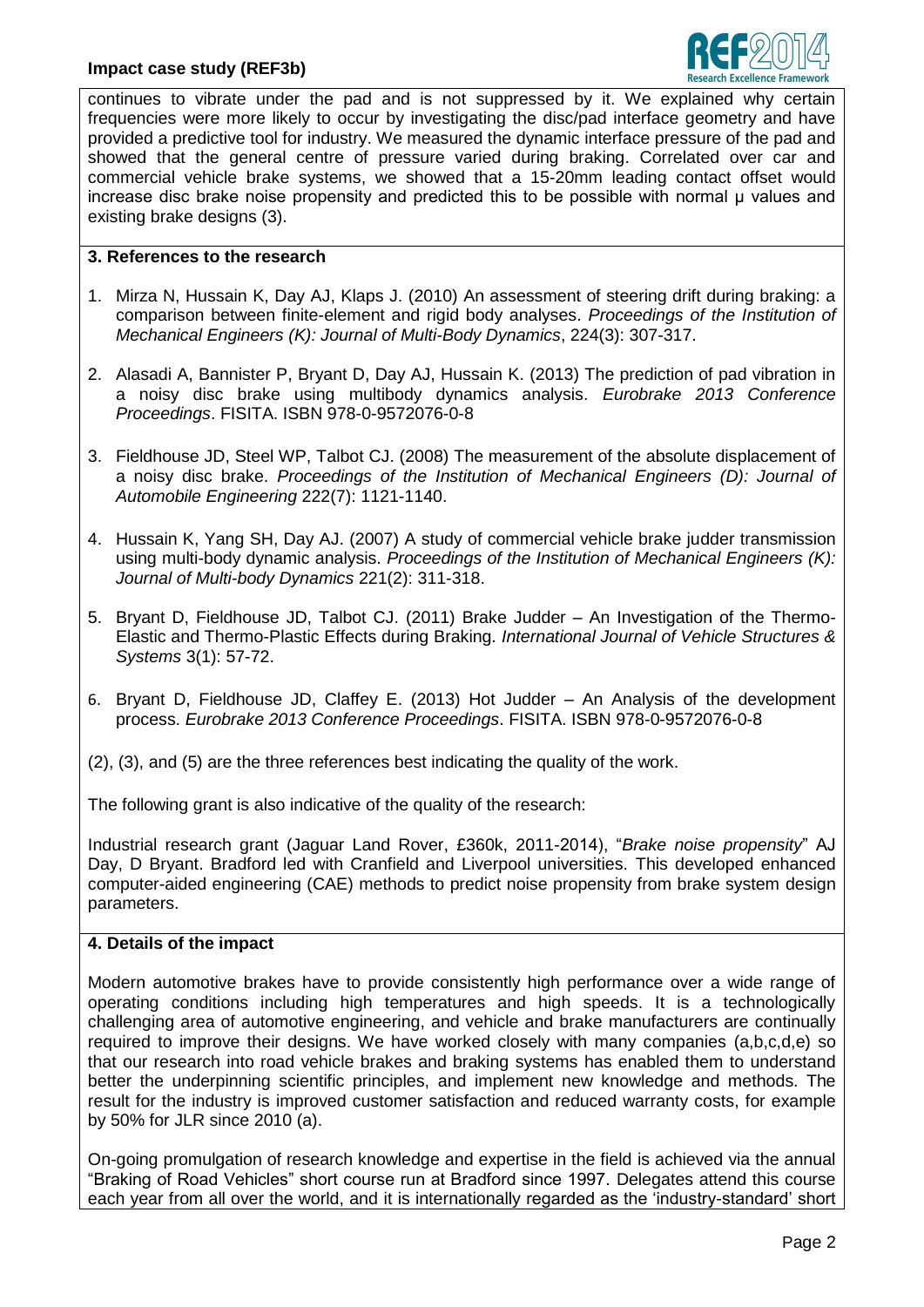continues to vibrate under the pad and is not suppressed by it. We explained why certain frequencies were more likely to occur by investigating the disc/pad interface geometry and have provided a predictive tool for industry. We measured the dynamic interface pressure of the pad and showed that the general centre of pressure varied during braking. Correlated over car and commercial vehicle brake systems, we showed that a 15-20mm leading contact offset would increase disc brake noise propensity and predicted this to be possible with normal μ values and existing brake designs (3).

## 3. References to the research

1. Mirza N, Hussain K, Day AJ, Klaps J. (2010) An assessment of steering drift during braking: a comparison between finite-element and rigid body analyses. *Proceedings of the Institution of Mechanical Engineers (K): Journal of Multi-Body Dynamics*, 224(3): 307-317.

2. Alasadi A, Bannister P, Bryant D, Day AJ, Hussain K. (2013) The prediction of pad vibration in a noisy disc brake using multibody dynamics analysis. *Eurobrake 2013 Conference Proceedings*. FISITA. ISBN 978-0-9572076-0-8

3. Fieldhouse JD, Steel WP, Talbot CJ. (2008) The measurement of the absolute displacement of a noisy disc brake. *Proceedings of the Institution of Mechanical Engineers (D): Journal of Automobile Engineering* 222(7): 1121-1140.

4. Hussain K, Yang SH, Day AJ. (2007) A study of commercial vehicle brake judder transmission using multi-body dynamic analysis. *Proceedings of the Institution of Mechanical Engineers (K): Journal of Multi-body Dynamics* 221(2): 311-318.

5. Bryant D, Fieldhouse JD, Talbot CJ. (2011) Brake Judder – An Investigation of the Thermo-Elastic and Thermo-Plastic Effects during Braking. *International Journal of Vehicle Structures & Systems* 3(1): 57-72.

6. Bryant D, Fieldhouse JD, Claffey E. (2013) Hot Judder – An Analysis of the development process. *Eurobrake 2013 Conference Proceedings*. FISITA. ISBN 978-0-9572076-0-8

(2), (3), and (5) are the three references best indicating the quality of the work.

The following grant is also indicative of the quality of the research:

Industrial research grant (Jaguar Land Rover, £360k, 2011-2014), "*Brake noise propensity*" AJ Day, D Bryant. Bradford led with Cranfield and Liverpool universities. This developed enhanced computer-aided engineering (CAE) methods to predict noise propensity from brake system design parameters.

## 4. Details of the impact

Modern automotive brakes have to provide consistently high performance over a wide range of operating conditions including high temperatures and high speeds. It is a technologically challenging area of automotive engineering, and vehicle and brake manufacturers are continually required to improve their designs. We have worked closely with many companies (a,b,c,d,e) so that our research into road vehicle brakes and braking systems has enabled them to understand better the underpinning scientific principles, and implement new knowledge and methods. The result for the industry is improved customer satisfaction and reduced warranty costs, for example by 50% for JLR since 2010 (a).

On-going promulgation of research knowledge and expertise in the field is achieved via the annual "Braking of Road Vehicles" short course run at Bradford since 1997. Delegates attend this course each year from all over the world, and it is internationally regarded as the 'industry-standard' short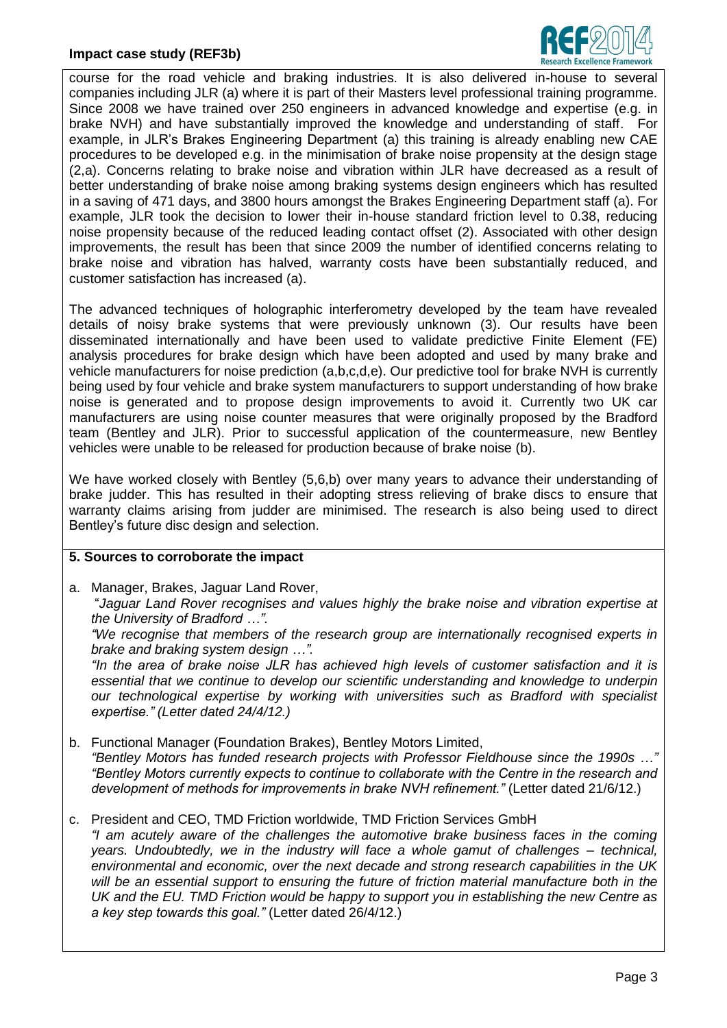course for the road vehicle and braking industries. It is also delivered in-house to several companies including JLR (a) where it is part of their Masters level professional training programme. Since 2008 we have trained over 250 engineers in advanced knowledge and expertise (e.g. in brake NVH) and have substantially improved the knowledge and understanding of staff. For example, in JLR's Brakes Engineering Department (a) this training is already enabling new CAE procedures to be developed e.g. in the minimisation of brake noise propensity at the design stage (2,a). Concerns relating to brake noise and vibration within JLR have decreased as a result of better understanding of brake noise among braking systems design engineers which has resulted in a saving of 471 days, and 3800 hours amongst the Brakes Engineering Department staff (a). For example, JLR took the decision to lower their in-house standard friction level to 0.38, reducing noise propensity because of the reduced leading contact offset (2). Associated with other design improvements, the result has been that since 2009 the number of identified concerns relating to brake noise and vibration has halved, warranty costs have been substantially reduced, and customer satisfaction has increased (a).

The advanced techniques of holographic interferometry developed by the team have revealed details of noisy brake systems that were previously unknown (3). Our results have been disseminated internationally and have been used to validate predictive Finite Element (FE) analysis procedures for brake design which have been adopted and used by many brake and vehicle manufacturers for noise prediction (a,b,c,d,e). Our predictive tool for brake NVH is currently being used by four vehicle and brake system manufacturers to support understanding of how brake noise is generated and to propose design improvements to avoid it. Currently two UK car manufacturers are using noise counter measures that were originally proposed by the Bradford team (Bentley and JLR). Prior to successful application of the countermeasure, new Bentley vehicles were unable to be released for production because of brake noise (b).

We have worked closely with Bentley (5,6,b) over many years to advance their understanding of brake judder. This has resulted in their adopting stress relieving of brake discs to ensure that warranty claims arising from judder are minimised. The research is also being used to direct Bentley's future disc design and selection.

## 5. Sources to corroborate the impact

a. Manager, Brakes, Jaguar Land Rover,
"*Jaguar Land Rover recognises and values highly the brake noise and vibration expertise at the University of Bradford …*".
*"We recognise that members of the research group are internationally recognised experts in brake and braking system design …".*
*"In the area of brake noise JLR has achieved high levels of customer satisfaction and it is essential that we continue to develop our scientific understanding and knowledge to underpin our technological expertise by working with universities such as Bradford with specialist expertise." (Letter dated 24/4/12.)*

b. Functional Manager (Foundation Brakes), Bentley Motors Limited,
*"Bentley Motors has funded research projects with Professor Fieldhouse since the 1990s …"*
*"Bentley Motors currently expects to continue to collaborate with the Centre in the research and development of methods for improvements in brake NVH refinement."* (Letter dated 21/6/12.)

c. President and CEO, TMD Friction worldwide, TMD Friction Services GmbH
*"I am acutely aware of the challenges the automotive brake business faces in the coming years. Undoubtedly, we in the industry will face a whole gamut of challenges – technical, environmental and economic, over the next decade and strong research capabilities in the UK will be an essential support to ensuring the future of friction material manufacture both in the UK and the EU. TMD Friction would be happy to support you in establishing the new Centre as a key step towards this goal."* (Letter dated 26/4/12.)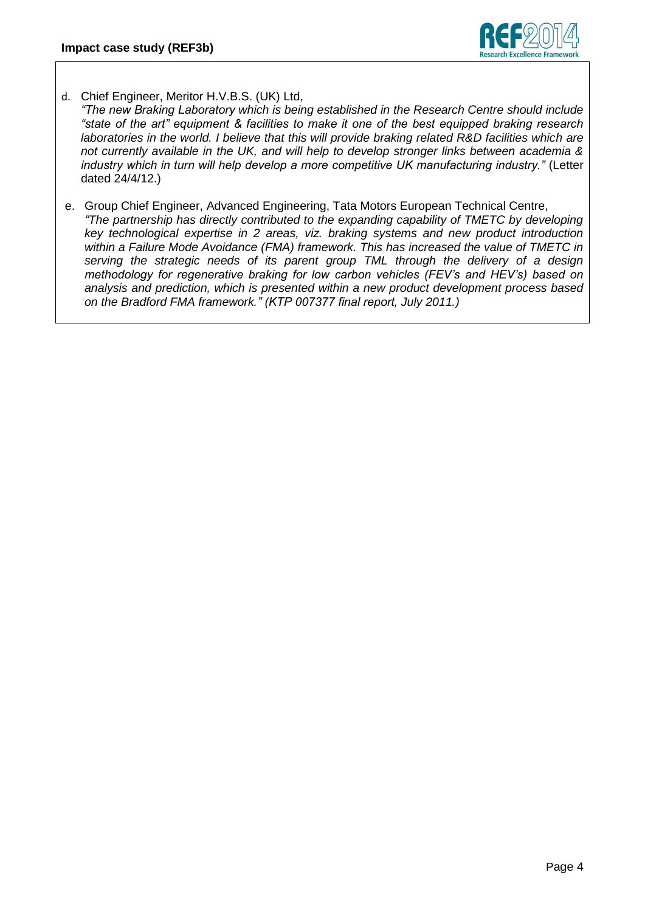d. Chief Engineer, Meritor H.V.B.S. (UK) Ltd, *"The new Braking Laboratory which is being established in the Research Centre should include "state of the art" equipment & facilities to make it one of the best equipped braking research laboratories in the world. I believe that this will provide braking related R&D facilities which are not currently available in the UK, and will help to develop stronger links between academia & industry which in turn will help develop a more competitive UK manufacturing industry."* (Letter dated 24/4/12.)

e. Group Chief Engineer, Advanced Engineering, Tata Motors European Technical Centre, *"The partnership has directly contributed to the expanding capability of TMETC by developing key technological expertise in 2 areas, viz. braking systems and new product introduction within a Failure Mode Avoidance (FMA) framework. This has increased the value of TMETC in serving the strategic needs of its parent group TML through the delivery of a design methodology for regenerative braking for low carbon vehicles (FEV's and HEV's) based on analysis and prediction, which is presented within a new product development process based on the Bradford FMA framework." (KTP 007377 final report, July 2011.)*